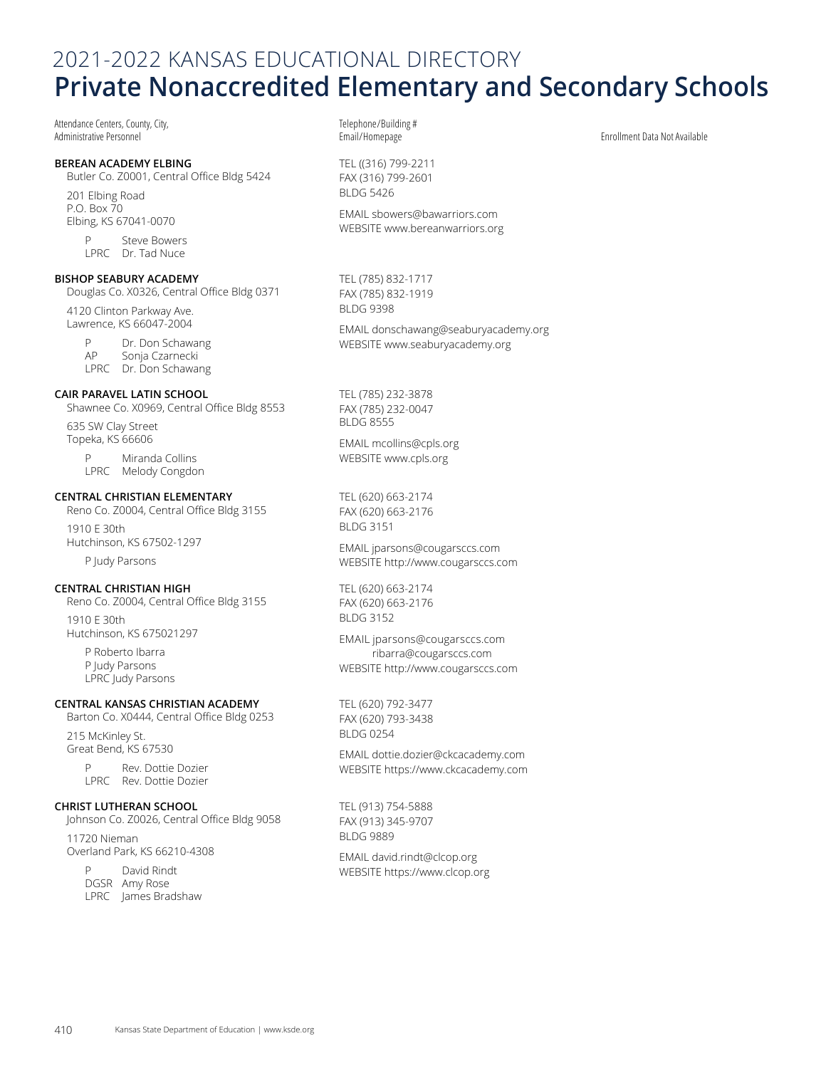# 2021-2022 KANSAS EDUCATIONAL DIRECTORY

## Private Nonaccredited Elementary and Secondary Schools

Attendance Centers, County, City, Administrative Personnel | Telephone/Building # Email/Homepage | Enrollment Data Not Available

**BEREAN ACADEMY ELBING**
Butler Co. Z0001, Central Office Bldg 5424

201 Elbing Road
P.O. Box 70
Elbing, KS 67041-0070

P Steve Bowers
LPRC Dr. Tad Nuce

TEL ((316) 799-2211
FAX (316) 799-2601
BLDG 5426

EMAIL sbowers@bawarriors.com
WEBSITE www.bereanwarriors.org

**BISHOP SEABURY ACADEMY**
Douglas Co. X0326, Central Office Bldg 0371

4120 Clinton Parkway Ave.
Lawrence, KS 66047-2004

P Dr. Don Schawang
AP Sonja Czarnecki
LPRC Dr. Don Schawang

TEL (785) 832-1717
FAX (785) 832-1919
BLDG 9398

EMAIL donschawang@seaburyacademy.org
WEBSITE www.seaburyacademy.org

**CAIR PARAVEL LATIN SCHOOL**
Shawnee Co. X0969, Central Office Bldg 8553

635 SW Clay Street
Topeka, KS 66606

P Miranda Collins
LPRC Melody Congdon

TEL (785) 232-3878
FAX (785) 232-0047
BLDG 8555

EMAIL mcollins@cpls.org
WEBSITE www.cpls.org

**CENTRAL CHRISTIAN ELEMENTARY**
Reno Co. Z0004, Central Office Bldg 3155

1910 E 30th
Hutchinson, KS 67502-1297

P Judy Parsons

TEL (620) 663-2174
FAX (620) 663-2176
BLDG 3151

EMAIL jparsons@cougarsccs.com
WEBSITE http://www.cougarsccs.com

**CENTRAL CHRISTIAN HIGH**
Reno Co. Z0004, Central Office Bldg 3155

1910 E 30th
Hutchinson, KS 675021297

P Roberto Ibarra
P Judy Parsons
LPRC Judy Parsons

TEL (620) 663-2174
FAX (620) 663-2176
BLDG 3152

EMAIL jparsons@cougarsccs.com
ribarra@cougarsccs.com
WEBSITE http://www.cougarsccs.com

**CENTRAL KANSAS CHRISTIAN ACADEMY**
Barton Co. X0444, Central Office Bldg 0253

215 McKinley St.
Great Bend, KS 67530

P Rev. Dottie Dozier
LPRC Rev. Dottie Dozier

TEL (620) 792-3477
FAX (620) 793-3438
BLDG 0254

EMAIL dottie.dozier@ckcacademy.com
WEBSITE https://www.ckcacademy.com

**CHRIST LUTHERAN SCHOOL**
Johnson Co. Z0026, Central Office Bldg 9058

11720 Nieman
Overland Park, KS 66210-4308

P David Rindt
DGSR Amy Rose
LPRC James Bradshaw

TEL (913) 754-5888
FAX (913) 345-9707
BLDG 9889

EMAIL david.rindt@clcop.org
WEBSITE https://www.clcop.org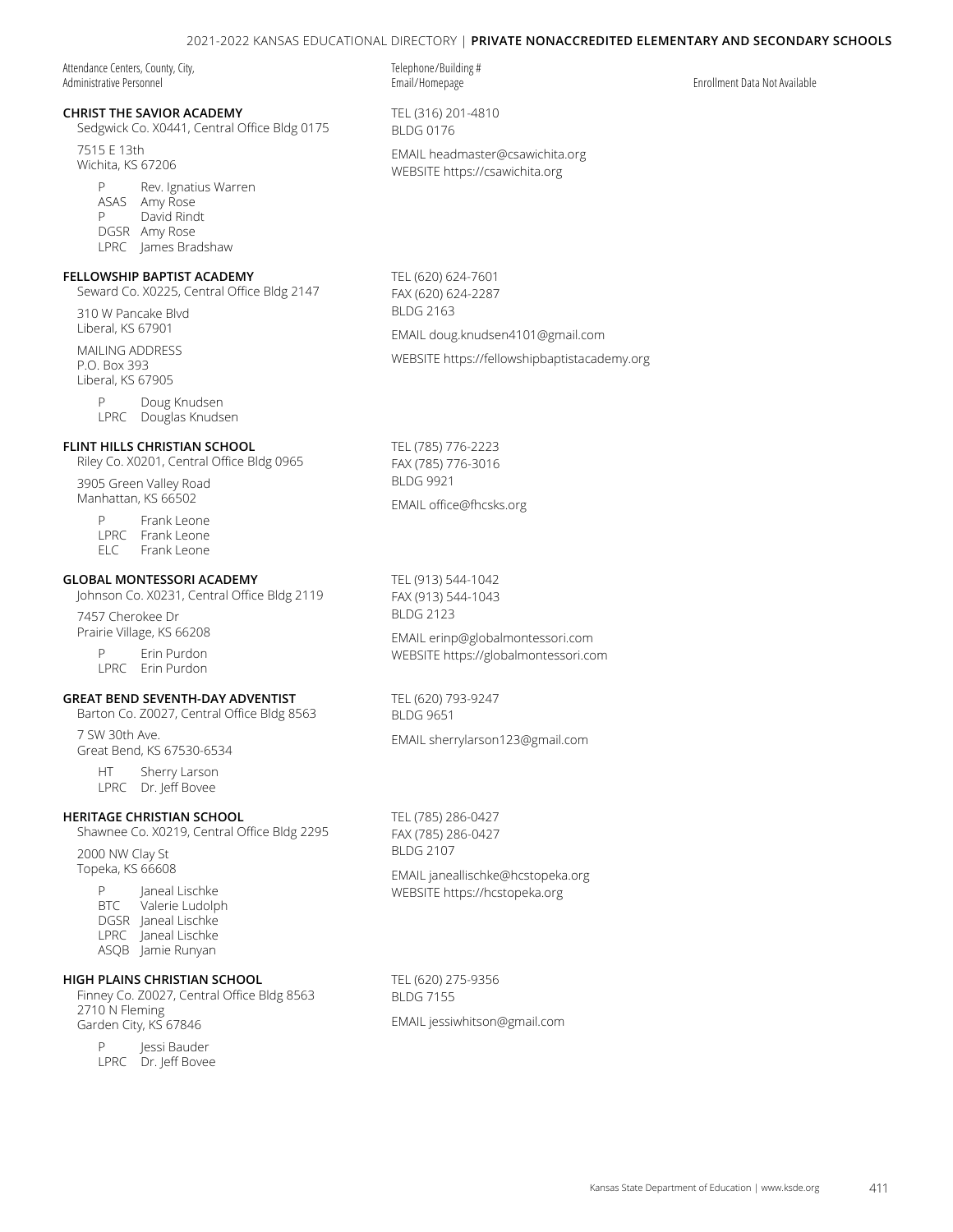Attendance Centers, County, City, Administrative Personnel | Telephone/Building # Email/Homepage | Enrollment Data Not Available

### CHRIST THE SAVIOR ACADEMY

Sedgwick Co. X0441, Central Office Bldg 0175

7515 E 13th
Wichita, KS 67206

- P Rev. Ignatius Warren
- ASAS Amy Rose
- P David Rindt
- DGSR Amy Rose
- LPRC James Bradshaw

TEL (316) 201-4810
BLDG 0176

EMAIL headmaster@csawichita.org
WEBSITE https://csawichita.org

### FELLOWSHIP BAPTIST ACADEMY

Seward Co. X0225, Central Office Bldg 2147

310 W Pancake Blvd
Liberal, KS 67901

MAILING ADDRESS
P.O. Box 393
Liberal, KS 67905

- P Doug Knudsen
- LPRC Douglas Knudsen

TEL (620) 624-7601
FAX (620) 624-2287
BLDG 2163

EMAIL doug.knudsen4101@gmail.com

WEBSITE https://fellowshipbaptistacademy.org

### FLINT HILLS CHRISTIAN SCHOOL

Riley Co. X0201, Central Office Bldg 0965

3905 Green Valley Road
Manhattan, KS 66502

- P Frank Leone
- LPRC Frank Leone
- ELC Frank Leone

TEL (785) 776-2223
FAX (785) 776-3016
BLDG 9921

EMAIL office@fhcsks.org

### GLOBAL MONTESSORI ACADEMY

Johnson Co. X0231, Central Office Bldg 2119

7457 Cherokee Dr
Prairie Village, KS 66208

- P Erin Purdon
- LPRC Erin Purdon

TEL (913) 544-1042
FAX (913) 544-1043
BLDG 2123

EMAIL erinp@globalmontessori.com
WEBSITE https://globalmontessori.com

### GREAT BEND SEVENTH-DAY ADVENTIST

Barton Co. Z0027, Central Office Bldg 8563

7 SW 30th Ave.
Great Bend, KS 67530-6534

- HT Sherry Larson
- LPRC Dr. Jeff Bovee

TEL (620) 793-9247
BLDG 9651

EMAIL sherrylarson123@gmail.com

### HERITAGE CHRISTIAN SCHOOL

Shawnee Co. X0219, Central Office Bldg 2295

2000 NW Clay St
Topeka, KS 66608

- P Janeal Lischke
- BTC Valerie Ludolph
- DGSR Janeal Lischke
- LPRC Janeal Lischke
- ASQB Jamie Runyan

TEL (785) 286-0427
FAX (785) 286-0427
BLDG 2107

EMAIL janeallischke@hcstopeka.org
WEBSITE https://hcstopeka.org

### HIGH PLAINS CHRISTIAN SCHOOL

Finney Co. Z0027, Central Office Bldg 8563
2710 N Fleming
Garden City, KS 67846

- P Jessi Bauder
- LPRC Dr. Jeff Bovee

TEL (620) 275-9356
BLDG 7155

EMAIL jessiwhitson@gmail.com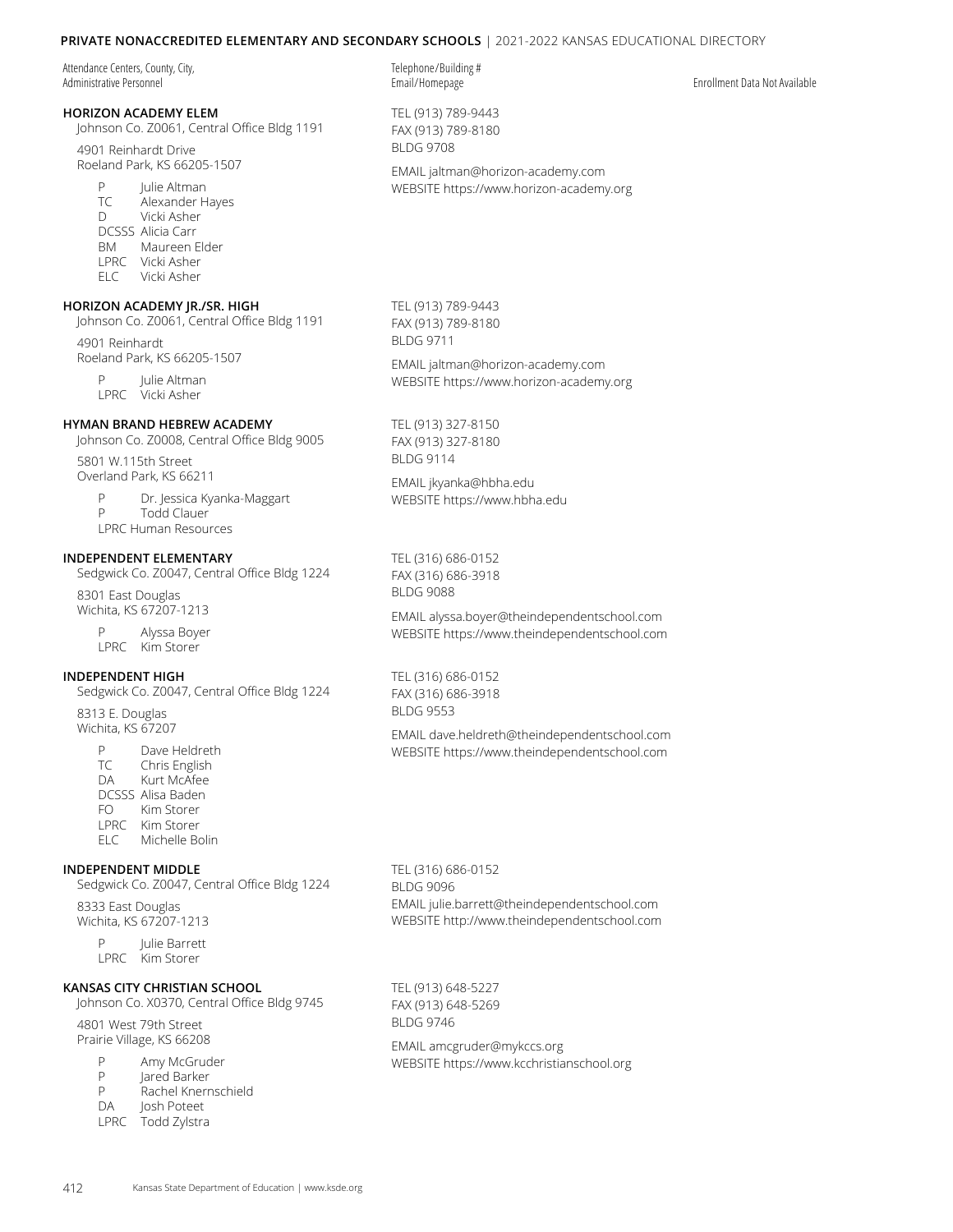Attendance Centers, County, City, Administrative Personnel | Telephone/Building # Email/Homepage | Enrollment Data Not Available

### HORIZON ACADEMY ELEM

Johnson Co. Z0061, Central Office Bldg 1191

4901 Reinhardt Drive
Roeland Park, KS 66205-1507

- P Julie Altman
- TC Alexander Hayes
- D Vicki Asher
- DCSSS Alicia Carr
- BM Maureen Elder
- LPRC Vicki Asher
- ELC Vicki Asher

TEL (913) 789-9443
FAX (913) 789-8180
BLDG 9708

EMAIL jaltman@horizon-academy.com
WEBSITE https://www.horizon-academy.org

### HORIZON ACADEMY JR./SR. HIGH

Johnson Co. Z0061, Central Office Bldg 1191

4901 Reinhardt
Roeland Park, KS 66205-1507

- P Julie Altman
- LPRC Vicki Asher

TEL (913) 789-9443
FAX (913) 789-8180
BLDG 9711

EMAIL jaltman@horizon-academy.com
WEBSITE https://www.horizon-academy.org

### HYMAN BRAND HEBREW ACADEMY

Johnson Co. Z0008, Central Office Bldg 9005

5801 W.115th Street
Overland Park, KS 66211

- P Dr. Jessica Kyanka-Maggart
- P Todd Clauer
- LPRC Human Resources

TEL (913) 327-8150
FAX (913) 327-8180
BLDG 9114

EMAIL jkyanka@hbha.edu
WEBSITE https://www.hbha.edu

### INDEPENDENT ELEMENTARY

Sedgwick Co. Z0047, Central Office Bldg 1224

8301 East Douglas
Wichita, KS 67207-1213

- P Alyssa Boyer
- LPRC Kim Storer

TEL (316) 686-0152
FAX (316) 686-3918
BLDG 9088

EMAIL alyssa.boyer@theindependentschool.com
WEBSITE https://www.theindependentschool.com

### INDEPENDENT HIGH

Sedgwick Co. Z0047, Central Office Bldg 1224

8313 E. Douglas
Wichita, KS 67207

- P Dave Heldreth
- TC Chris English
- DA Kurt McAfee
- DCSSS Alisa Baden
- FO Kim Storer
- LPRC Kim Storer
- ELC Michelle Bolin

TEL (316) 686-0152
FAX (316) 686-3918
BLDG 9553

EMAIL dave.heldreth@theindependentschool.com
WEBSITE https://www.theindependentschool.com

### INDEPENDENT MIDDLE

Sedgwick Co. Z0047, Central Office Bldg 1224

8333 East Douglas
Wichita, KS 67207-1213

- P Julie Barrett
- LPRC Kim Storer

TEL (316) 686-0152
BLDG 9096
EMAIL julie.barrett@theindependentschool.com
WEBSITE http://www.theindependentschool.com

### KANSAS CITY CHRISTIAN SCHOOL

Johnson Co. X0370, Central Office Bldg 9745

4801 West 79th Street
Prairie Village, KS 66208

- P Amy McGruder
- P Jared Barker
- P Rachel Knernschield
- DA Josh Poteet
- LPRC Todd Zylstra

TEL (913) 648-5227
FAX (913) 648-5269
BLDG 9746

EMAIL amcgruder@mykccs.org
WEBSITE https://www.kcchristianschool.org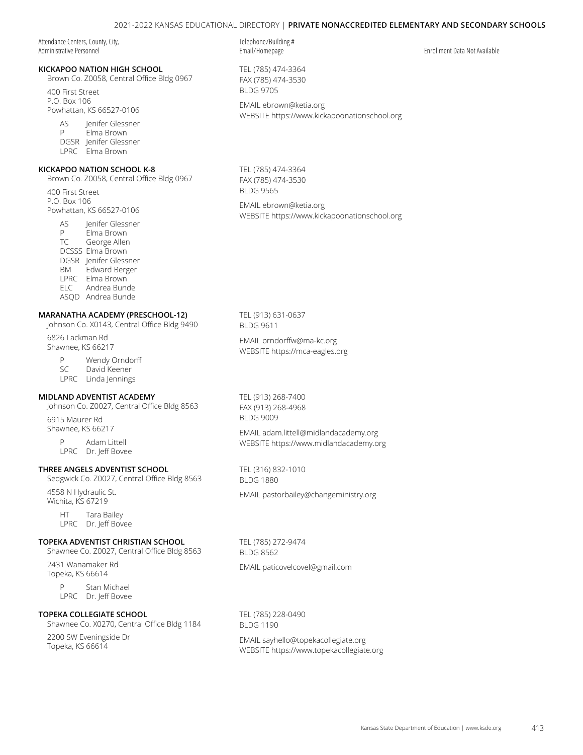Attendance Centers, County, City, Administrative Personnel | Telephone/Building # Email/Homepage | Enrollment Data Not Available

**KICKAPOO NATION HIGH SCHOOL**
Brown Co. Z0058, Central Office Bldg 0967

400 First Street
P.O. Box 106
Powhattan, KS 66527-0106

AS Jenifer Glessner
P Elma Brown
DGSR Jenifer Glessner
LPRC Elma Brown

TEL (785) 474-3364
FAX (785) 474-3530
BLDG 9705

EMAIL ebrown@ketia.org
WEBSITE https://www.kickapoonationschool.org

**KICKAPOO NATION SCHOOL K-8**
Brown Co. Z0058, Central Office Bldg 0967

400 First Street
P.O. Box 106
Powhattan, KS 66527-0106

AS Jenifer Glessner
P Elma Brown
TC George Allen
DCSSS Elma Brown
DGSR Jenifer Glessner
BM Edward Berger
LPRC Elma Brown
ELC Andrea Bunde
ASQD Andrea Bunde

TEL (785) 474-3364
FAX (785) 474-3530
BLDG 9565

EMAIL ebrown@ketia.org
WEBSITE https://www.kickapoonationschool.org

**MARANATHA ACADEMY (PRESCHOOL-12)**
Johnson Co. X0143, Central Office Bldg 9490

6826 Lackman Rd
Shawnee, KS 66217

P Wendy Orndorff
SC David Keener
LPRC Linda Jennings

TEL (913) 631-0637
BLDG 9611

EMAIL orndorffw@ma-kc.org
WEBSITE https://mca-eagles.org

**MIDLAND ADVENTIST ACADEMY**
Johnson Co. Z0027, Central Office Bldg 8563

6915 Maurer Rd
Shawnee, KS 66217

P Adam Littell
LPRC Dr. Jeff Bovee

TEL (913) 268-7400
FAX (913) 268-4968
BLDG 9009

EMAIL adam.littell@midlandacademy.org
WEBSITE https://www.midlandacademy.org

**THREE ANGELS ADVENTIST SCHOOL**
Sedgwick Co. Z0027, Central Office Bldg 8563

4558 N Hydraulic St.
Wichita, KS 67219

HT Tara Bailey
LPRC Dr. Jeff Bovee

TEL (316) 832-1010
BLDG 1880

EMAIL pastorbailey@changeministry.org

**TOPEKA ADVENTIST CHRISTIAN SCHOOL**
Shawnee Co. Z0027, Central Office Bldg 8563

2431 Wanamaker Rd
Topeka, KS 66614

P Stan Michael
LPRC Dr. Jeff Bovee

TEL (785) 272-9474
BLDG 8562

EMAIL paticovelcovel@gmail.com

**TOPEKA COLLEGIATE SCHOOL**
Shawnee Co. X0270, Central Office Bldg 1184

2200 SW Eveningside Dr
Topeka, KS 66614

TEL (785) 228-0490
BLDG 1190

EMAIL sayhello@topekacollegiate.org
WEBSITE https://www.topekacollegiate.org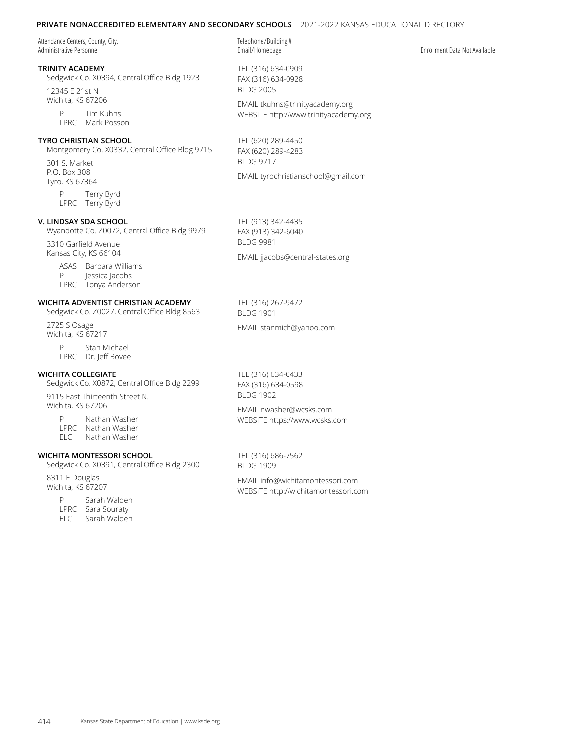Attendance Centers, County, City, Administrative Personnel | Telephone/Building # Email/Homepage | Enrollment Data Not Available

**TRINITY ACADEMY**
Sedgwick Co. X0394, Central Office Bldg 1923

12345 E 21st N
Wichita, KS 67206

P Tim Kuhns
LPRC Mark Posson

TEL (316) 634-0909
FAX (316) 634-0928
BLDG 2005

EMAIL tkuhns@trinityacademy.org
WEBSITE http://www.trinityacademy.org

**TYRO CHRISTIAN SCHOOL**
Montgomery Co. X0332, Central Office Bldg 9715

301 S. Market
P.O. Box 308
Tyro, KS 67364

P Terry Byrd
LPRC Terry Byrd

TEL (620) 289-4450
FAX (620) 289-4283
BLDG 9717

EMAIL tyrochristianschool@gmail.com

**V. LINDSAY SDA SCHOOL**
Wyandotte Co. Z0072, Central Office Bldg 9979

3310 Garfield Avenue
Kansas City, KS 66104

ASAS Barbara Williams
P Jessica Jacobs
LPRC Tonya Anderson

TEL (913) 342-4435
FAX (913) 342-6040
BLDG 9981

EMAIL jjacobs@central-states.org

**WICHITA ADVENTIST CHRISTIAN ACADEMY**
Sedgwick Co. Z0027, Central Office Bldg 8563

2725 S Osage
Wichita, KS 67217

P Stan Michael
LPRC Dr. Jeff Bovee

TEL (316) 267-9472
BLDG 1901

EMAIL stanmich@yahoo.com

**WICHITA COLLEGIATE**
Sedgwick Co. X0872, Central Office Bldg 2299

9115 East Thirteenth Street N.
Wichita, KS 67206

P Nathan Washer
LPRC Nathan Washer
ELC Nathan Washer

TEL (316) 634-0433
FAX (316) 634-0598
BLDG 1902

EMAIL nwasher@wcsks.com
WEBSITE https://www.wcsks.com

**WICHITA MONTESSORI SCHOOL**
Sedgwick Co. X0391, Central Office Bldg 2300

8311 E Douglas
Wichita, KS 67207

P Sarah Walden
LPRC Sara Souraty
ELC Sarah Walden

TEL (316) 686-7562
BLDG 1909

EMAIL info@wichitamontessori.com
WEBSITE http://wichitamontessori.com